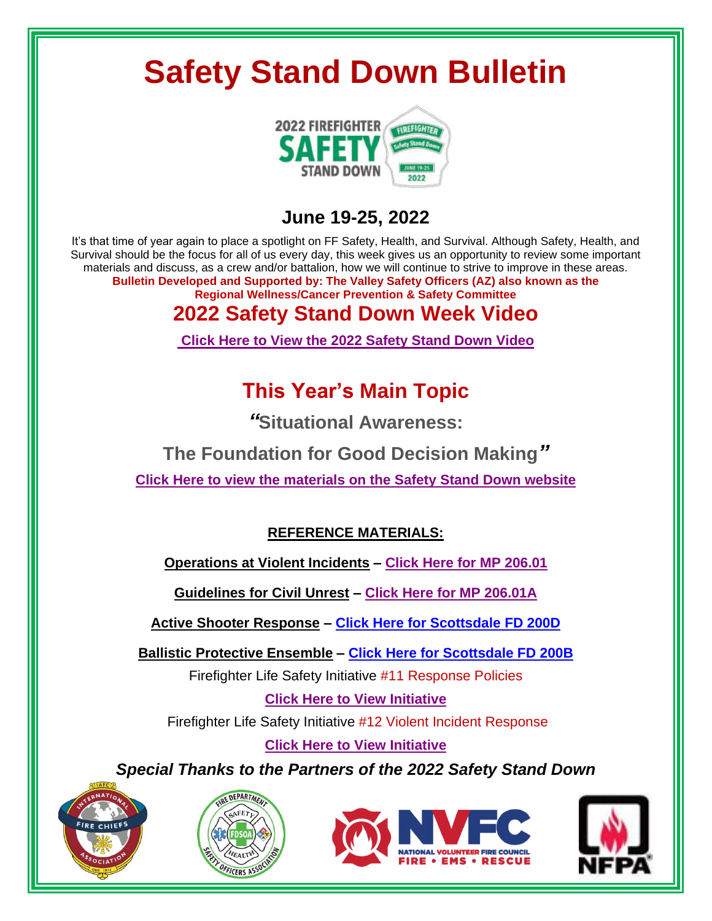# Safety Stand Down Bulletin

## June 19-25, 2022

It's that time of year again to place a spotlight on FF Safety, Health, and Survival. Although Safety, Health, and Survival should be the focus for all of us every day, this week gives us an opportunity to review some important materials and discuss, as a crew and/or battalion, how we will continue to strive to improve in these areas.

**Bulletin Developed and Supported by: The Valley Safety Officers (AZ) also known as the Regional Wellness/Cancer Prevention & Safety Committee**

## 2022 Safety Stand Down Week Video

**Click Here to View the 2022 Safety Stand Down Video**

## This Year's Main Topic

### *"*Situational Awareness:

### The Foundation for Good Decision Making*"*

**Click Here to view the materials on the Safety Stand Down website**

**REFERENCE MATERIALS:**

**Operations at Violent Incidents – Click Here for MP 206.01**

**Guidelines for Civil Unrest – Click Here for MP 206.01A**

**Active Shooter Response – Click Here for Scottsdale FD 200D**

**Ballistic Protective Ensemble – Click Here for Scottsdale FD 200B**

Firefighter Life Safety Initiative #11 Response Policies

**Click Here to View Initiative**

Firefighter Life Safety Initiative #12 Violent Incident Response

**Click Here to View Initiative**

***Special Thanks to the Partners of the 2022 Safety Stand Down***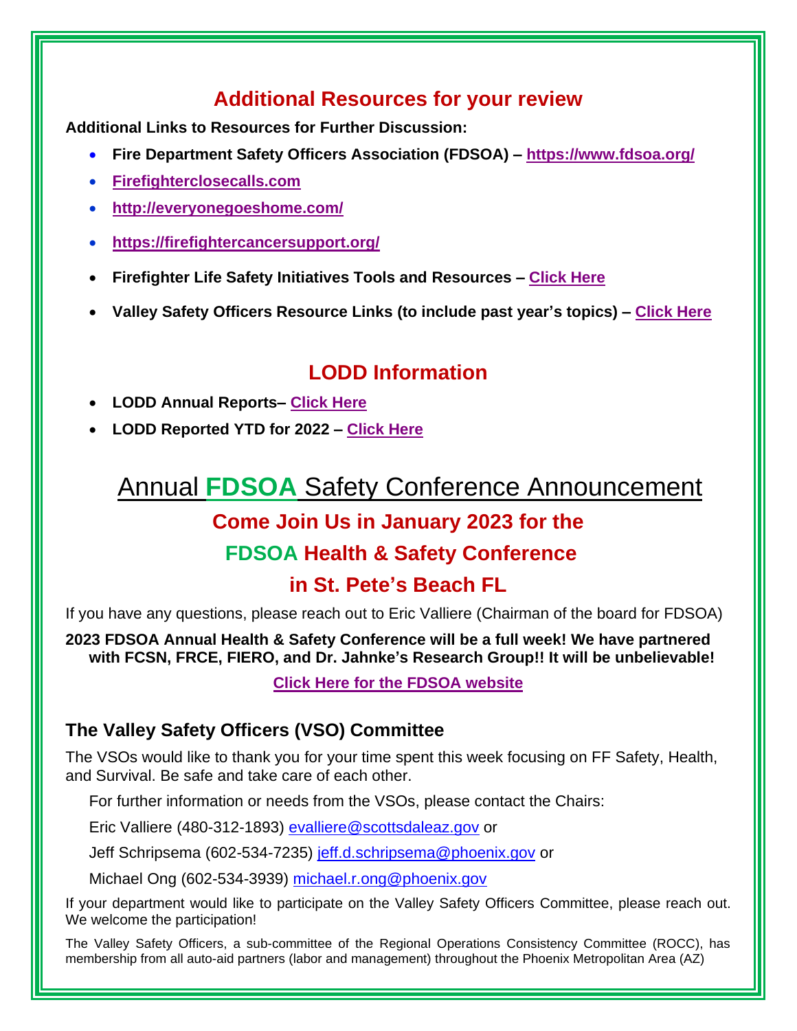## Additional Resources for your review

**Additional Links to Resources for Further Discussion:**

- **Fire Department Safety Officers Association (FDSOA) – https://www.fdsoa.org/**
- **Firefighterclosecalls.com**
- **http://everyonegoeshome.com/**
- **https://firefightercancersupport.org/**
- **Firefighter Life Safety Initiatives Tools and Resources – Click Here**
- **Valley Safety Officers Resource Links (to include past year's topics) – Click Here**

## LODD Information

- **LODD Annual Reports– Click Here**
- **LODD Reported YTD for 2022 – Click Here**

# Annual FDSOA Safety Conference Announcement

## Come Join Us in January 2023 for the

## FDSOA Health & Safety Conference

## in St. Pete's Beach FL

If you have any questions, please reach out to Eric Valliere (Chairman of the board for FDSOA)

**2023 FDSOA Annual Health & Safety Conference will be a full week! We have partnered with FCSN, FRCE, FIERO, and Dr. Jahnke's Research Group!! It will be unbelievable!**

**Click Here for the FDSOA website**

### The Valley Safety Officers (VSO) Committee

The VSOs would like to thank you for your time spent this week focusing on FF Safety, Health, and Survival. Be safe and take care of each other.

For further information or needs from the VSOs, please contact the Chairs:

Eric Valliere (480-312-1893) evalliere@scottsdaleaz.gov or

Jeff Schripsema (602-534-7235) jeff.d.schripsema@phoenix.gov or

Michael Ong (602-534-3939) michael.r.ong@phoenix.gov

If your department would like to participate on the Valley Safety Officers Committee, please reach out. We welcome the participation!

The Valley Safety Officers, a sub-committee of the Regional Operations Consistency Committee (ROCC), has membership from all auto-aid partners (labor and management) throughout the Phoenix Metropolitan Area (AZ)